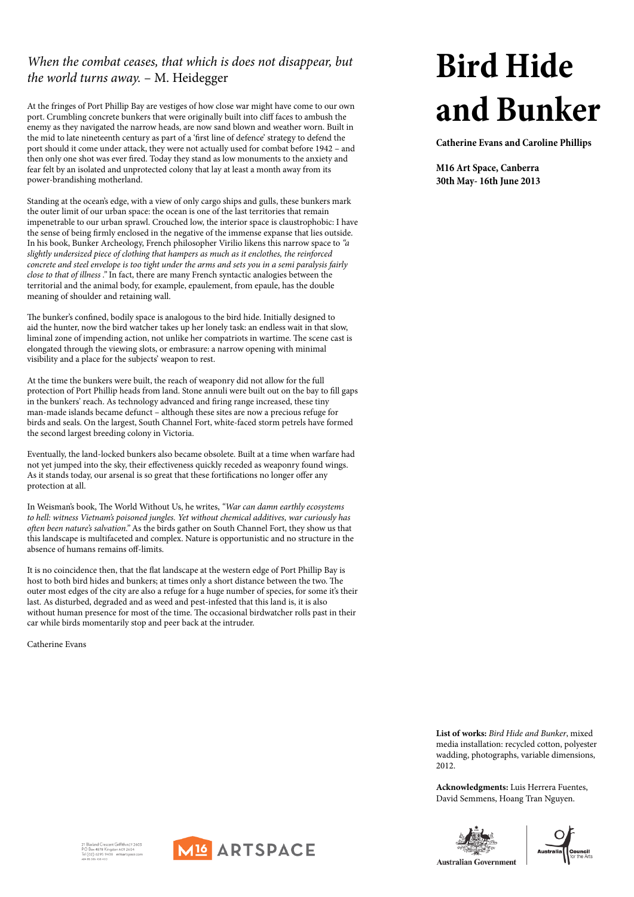# Bird Hide and Bunker

**Catherine Evans and Caroline Phillips**

**M16 Art Space, Canberra**
**30th May- 16th June 2013**

*When the combat ceases, that which is does not disappear, but the world turns away.* – M. Heidegger

At the fringes of Port Phillip Bay are vestiges of how close war might have come to our own port. Crumbling concrete bunkers that were originally built into cliff faces to ambush the enemy as they navigated the narrow heads, are now sand blown and weather worn. Built in the mid to late nineteenth century as part of a 'first line of defence' strategy to defend the port should it come under attack, they were not actually used for combat before 1942 – and then only one shot was ever fired. Today they stand as low monuments to the anxiety and fear felt by an isolated and unprotected colony that lay at least a month away from its power-brandishing motherland.

Standing at the ocean's edge, with a view of only cargo ships and gulls, these bunkers mark the outer limit of our urban space: the ocean is one of the last territories that remain impenetrable to our urban sprawl. Crouched low, the interior space is claustrophobic: I have the sense of being firmly enclosed in the negative of the immense expanse that lies outside. In his book, Bunker Archeology, French philosopher Virilio likens this narrow space to *"a slightly undersized piece of clothing that hampers as much as it enclothes, the reinforced concrete and steel envelope is too tight under the arms and sets you in a semi paralysis fairly close to that of illness ."* In fact, there are many French syntactic analogies between the territorial and the animal body, for example, epaulement, from epaule, has the double meaning of shoulder and retaining wall.

The bunker's confined, bodily space is analogous to the bird hide. Initially designed to aid the hunter, now the bird watcher takes up her lonely task: an endless wait in that slow, liminal zone of impending action, not unlike her compatriots in wartime. The scene cast is elongated through the viewing slots, or embrasure: a narrow opening with minimal visibility and a place for the subjects' weapon to rest.

At the time the bunkers were built, the reach of weaponry did not allow for the full protection of Port Phillip heads from land. Stone annuli were built out on the bay to fill gaps in the bunkers' reach. As technology advanced and firing range increased, these tiny man-made islands became defunct – although these sites are now a precious refuge for birds and seals. On the largest, South Channel Fort, white-faced storm petrels have formed the second largest breeding colony in Victoria.

Eventually, the land-locked bunkers also became obsolete. Built at a time when warfare had not yet jumped into the sky, their effectiveness quickly receded as weaponry found wings. As it stands today, our arsenal is so great that these fortifications no longer offer any protection at all.

In Weisman's book, The World Without Us, he writes, *"War can damn earthly ecosystems to hell: witness Vietnam's poisoned jungles. Yet without chemical additives, war curiously has often been nature's salvation."* As the birds gather on South Channel Fort, they show us that this landscape is multifaceted and complex. Nature is opportunistic and no structure in the absence of humans remains off-limits.

It is no coincidence then, that the flat landscape at the western edge of Port Phillip Bay is host to both bird hides and bunkers; at times only a short distance between the two. The outer most edges of the city are also a refuge for a huge number of species, for some it's their last. As disturbed, degraded and as weed and pest-infested that this land is, it is also without human presence for most of the time. The occasional birdwatcher rolls past in their car while birds momentarily stop and peer back at the intruder.

Catherine Evans

**List of works:** *Bird Hide and Bunker*, mixed media installation: recycled cotton, polyester wadding, photographs, variable dimensions, 2012.

**Acknowledgments:** Luis Herrera Fuentes, David Semmens, Hoang Tran Nguyen.

21 Blaxland Crescent Griffith ACT 2603
PO Box 4878 Kingston ACT 2604
Tel (02) 6295 9438 m16artspace.com

M16 ARTSPACE

Australian Government

Australia Council for the Arts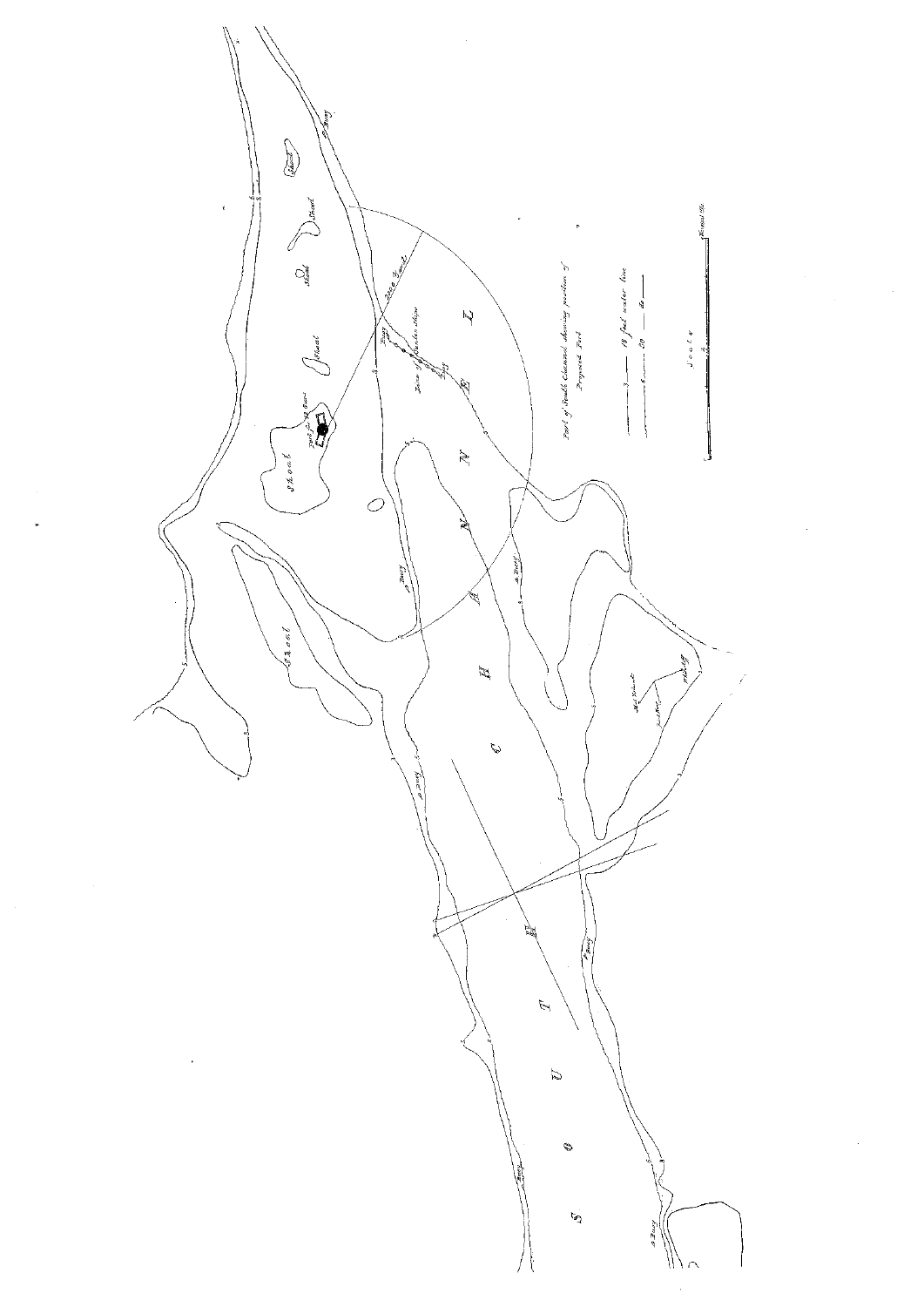Part of South Channel showing position of Proposed Fort

3 —— 18 feet water line

3 —— 20 —— do ——

Scale

S O U T H C H A N N E L

Shoal

Shoal

Shoal

Shoal

Shoal

Shoal

Fort for 12 Guns

2500 Yards

Zone of Sunken ships

Buoy

Buoy

Buoy

Buoy

Buoy

Buoy

Buoy

Buoy

Buoy